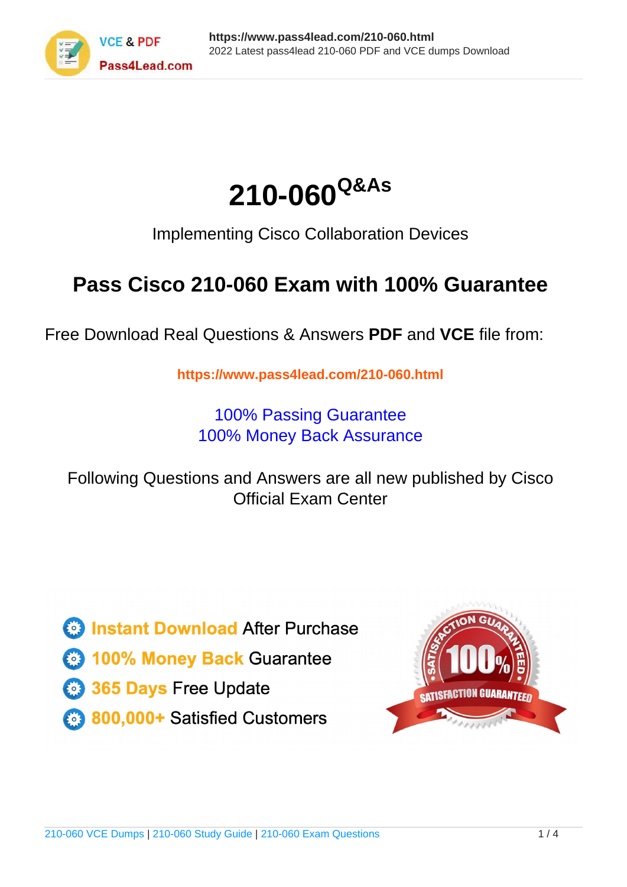# 210-060^Q&As

Implementing Cisco Collaboration Devices

## Pass Cisco 210-060 Exam with 100% Guarantee

Free Download Real Questions & Answers **PDF** and **VCE** file from:

**https://www.pass4lead.com/210-060.html**

100% Passing Guarantee
100% Money Back Assurance

Following Questions and Answers are all new published by Cisco Official Exam Center

- **Instant Download** After Purchase
- **100% Money Back** Guarantee
- **365 Days** Free Update
- **800,000+** Satisfied Customers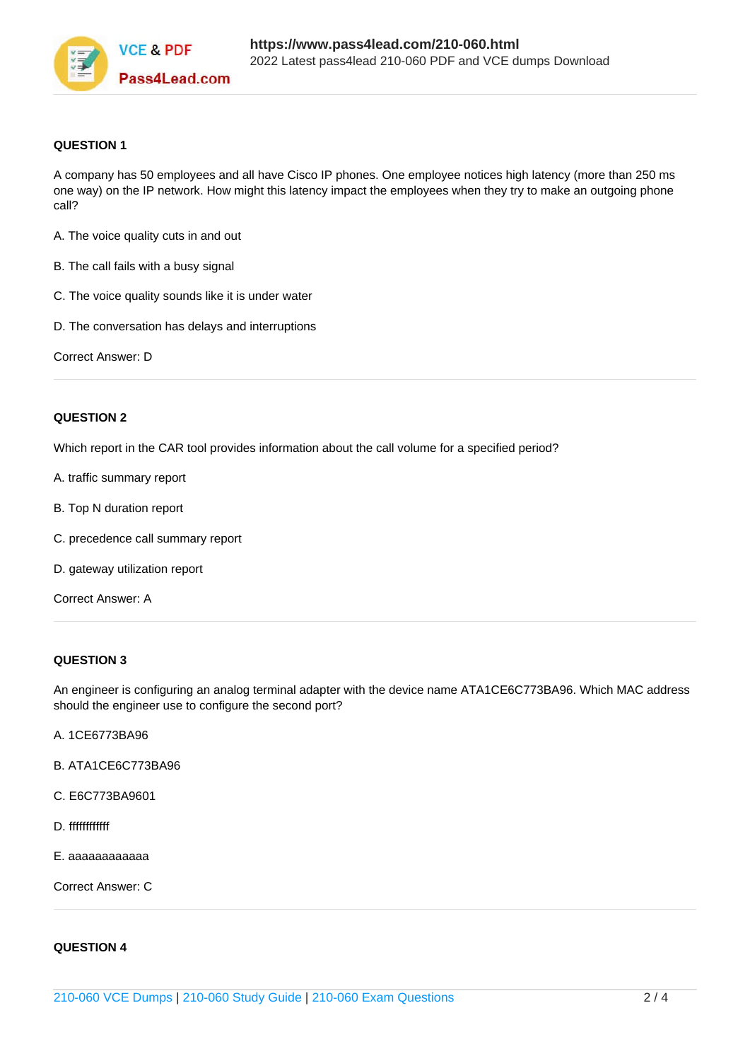**QUESTION 1**

A company has 50 employees and all have Cisco IP phones. One employee notices high latency (more than 250 ms one way) on the IP network. How might this latency impact the employees when they try to make an outgoing phone call?

A. The voice quality cuts in and out

B. The call fails with a busy signal

C. The voice quality sounds like it is under water

D. The conversation has delays and interruptions

Correct Answer: D

---

**QUESTION 2**

Which report in the CAR tool provides information about the call volume for a specified period?

A. traffic summary report

B. Top N duration report

C. precedence call summary report

D. gateway utilization report

Correct Answer: A

---

**QUESTION 3**

An engineer is configuring an analog terminal adapter with the device name ATA1CE6C773BA96. Which MAC address should the engineer use to configure the second port?

A. 1CE6773BA96

B. ATA1CE6C773BA96

C. E6C773BA9601

D. ffffffffffff

E. aaaaaaaaaaaa

Correct Answer: C

---

**QUESTION 4**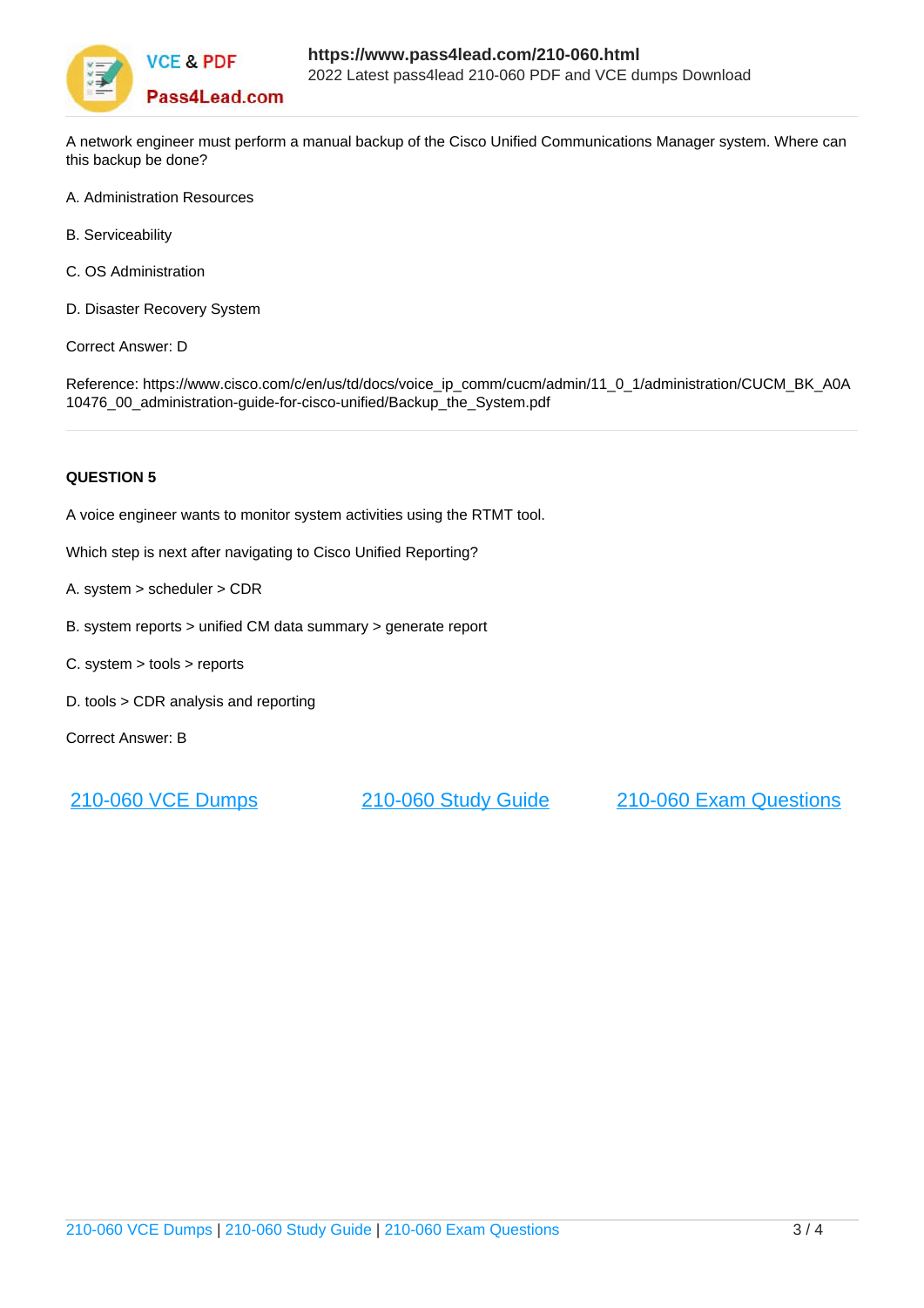A network engineer must perform a manual backup of the Cisco Unified Communications Manager system. Where can this backup be done?

A. Administration Resources

B. Serviceability

C. OS Administration

D. Disaster Recovery System

Correct Answer: D

Reference: https://www.cisco.com/c/en/us/td/docs/voice_ip_comm/cucm/admin/11_0_1/administration/CUCM_BK_A0A10476_00_administration-guide-for-cisco-unified/Backup_the_System.pdf

---

**QUESTION 5**

A voice engineer wants to monitor system activities using the RTMT tool.

Which step is next after navigating to Cisco Unified Reporting?

A. system > scheduler > CDR

B. system reports > unified CM data summary > generate report

C. system > tools > reports

D. tools > CDR analysis and reporting

Correct Answer: B

[210-060 VCE Dumps](https://www.pass4lead.com/210-060.html) [210-060 Study Guide](https://www.pass4lead.com/210-060.html) [210-060 Exam Questions](https://www.pass4lead.com/210-060.html)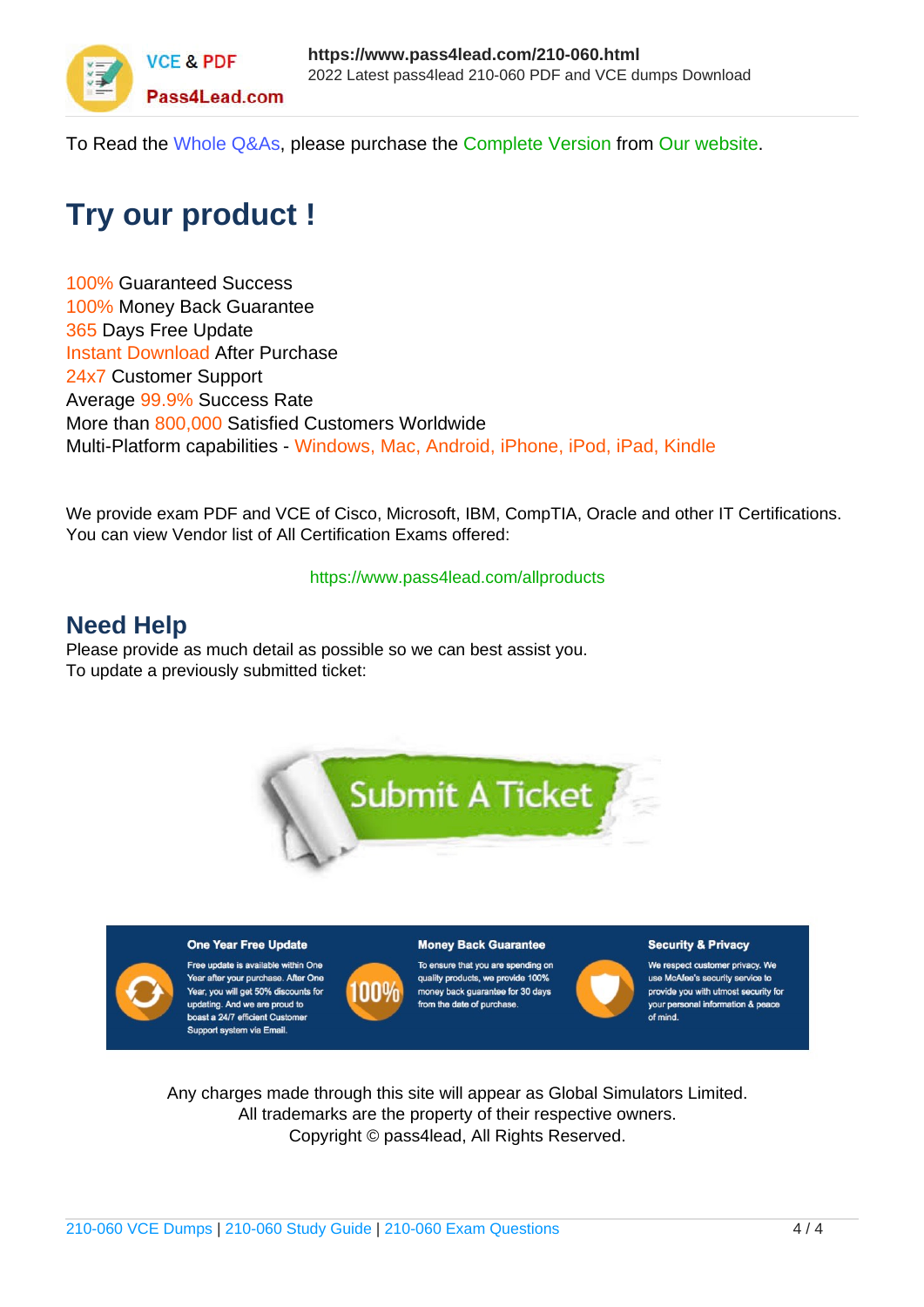To Read the Whole Q&As, please purchase the Complete Version from Our website.

# Try our product !

100% Guaranteed Success
100% Money Back Guarantee
365 Days Free Update
Instant Download After Purchase
24x7 Customer Support
Average 99.9% Success Rate
More than 800,000 Satisfied Customers Worldwide
Multi-Platform capabilities - Windows, Mac, Android, iPhone, iPod, iPad, Kindle

We provide exam PDF and VCE of Cisco, Microsoft, IBM, CompTIA, Oracle and other IT Certifications.
You can view Vendor list of All Certification Exams offered:

https://www.pass4lead.com/allproducts

## Need Help

Please provide as much detail as possible so we can best assist you.
To update a previously submitted ticket:

Submit A Ticket

**One Year Free Update**
Free update is available within One Year after your purchase. After One Year, you will get 50% discounts for updating. And we are proud to boast a 24/7 efficient Customer Support system via Email.

**Money Back Guarantee**
To ensure that you are spending on quality products, we provide 100% money back guarantee for 30 days from the date of purchase.

**Security & Privacy**
We respect customer privacy. We use McAfee's security service to provide you with utmost security for your personal information & peace of mind.

Any charges made through this site will appear as Global Simulators Limited.
All trademarks are the property of their respective owners.
Copyright © pass4lead, All Rights Reserved.